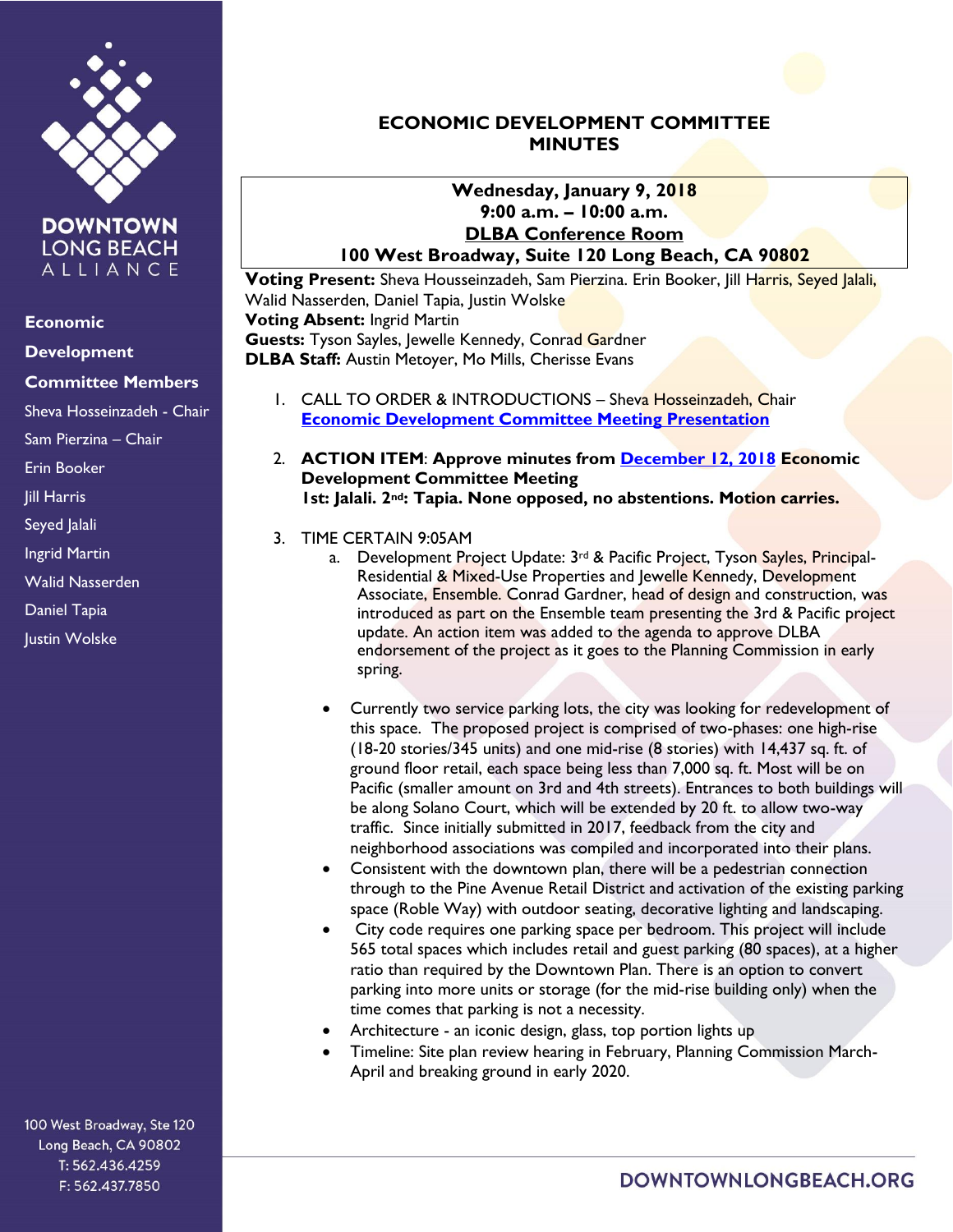DOWNTOWN LONG BEACH ALLIANCE

**Economic Development Committee Members**

Sheva Hosseinzadeh - Chair
Sam Pierzina – Chair
Erin Booker
Jill Harris
Seyed Jalali
Ingrid Martin
Walid Nasserden
Daniel Tapia
Justin Wolske

100 West Broadway, Ste 120
Long Beach, CA 90802
T: 562.436.4259
F: 562.437.7850

# ECONOMIC DEVELOPMENT COMMITTEE MINUTES

**Wednesday, January 9, 2018**
**9:00 a.m. – 10:00 a.m.**
**DLBA Conference Room**
**100 West Broadway, Suite 120 Long Beach, CA 90802**

**Voting Present:** Sheva Housseinzadeh, Sam Pierzina. Erin Booker, Jill Harris, Seyed Jalali, Walid Nasserden, Daniel Tapia, Justin Wolske
**Voting Absent:** Ingrid Martin
**Guests:** Tyson Sayles, Jewelle Kennedy, Conrad Gardner
**DLBA Staff:** Austin Metoyer, Mo Mills, Cherisse Evans

1. CALL TO ORDER & INTRODUCTIONS – Sheva Hosseinzadeh, Chair
   Economic Development Committee Meeting Presentation

2. **ACTION ITEM**: **Approve minutes from December 12, 2018 Economic Development Committee Meeting**
   **1st: Jalali. 2nd: Tapia. None opposed, no abstentions. Motion carries.**

3. TIME CERTAIN 9:05AM
   a. Development Project Update: 3rd & Pacific Project, Tyson Sayles, Principal-Residential & Mixed-Use Properties and Jewelle Kennedy, Development Associate, Ensemble. Conrad Gardner, head of design and construction, was introduced as part on the Ensemble team presenting the 3rd & Pacific project update. An action item was added to the agenda to approve DLBA endorsement of the project as it goes to the Planning Commission in early spring.

   - Currently two service parking lots, the city was looking for redevelopment of this space. The proposed project is comprised of two-phases: one high-rise (18-20 stories/345 units) and one mid-rise (8 stories) with 14,437 sq. ft. of ground floor retail, each space being less than 7,000 sq. ft. Most will be on Pacific (smaller amount on 3rd and 4th streets). Entrances to both buildings will be along Solano Court, which will be extended by 20 ft. to allow two-way traffic. Since initially submitted in 2017, feedback from the city and neighborhood associations was compiled and incorporated into their plans.
   - Consistent with the downtown plan, there will be a pedestrian connection through to the Pine Avenue Retail District and activation of the existing parking space (Roble Way) with outdoor seating, decorative lighting and landscaping.
   - City code requires one parking space per bedroom. This project will include 565 total spaces which includes retail and guest parking (80 spaces), at a higher ratio than required by the Downtown Plan. There is an option to convert parking into more units or storage (for the mid-rise building only) when the time comes that parking is not a necessity.
   - Architecture - an iconic design, glass, top portion lights up
   - Timeline: Site plan review hearing in February, Planning Commission March-April and breaking ground in early 2020.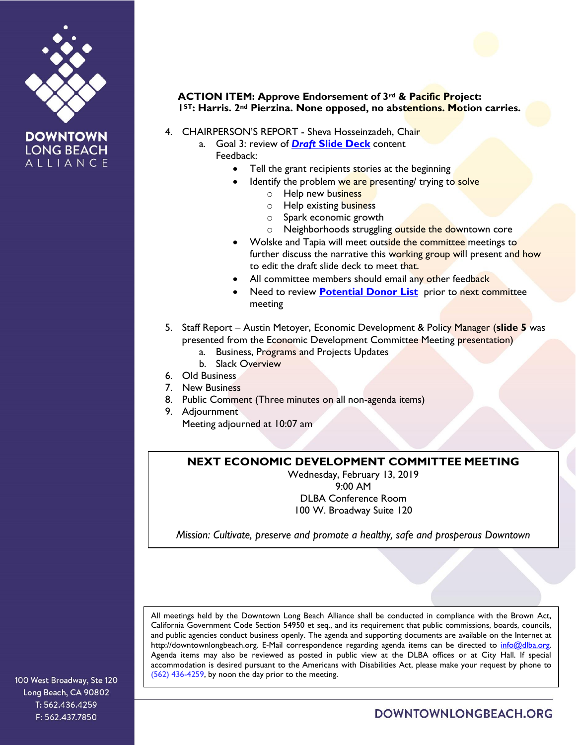**ACTION ITEM: Approve Endorsement of 3rd & Pacific Project:**
**1ST: Harris. 2nd Pierzina. None opposed, no abstentions. Motion carries.**

4. CHAIRPERSON'S REPORT - Sheva Hosseinzadeh, Chair
   a. Goal 3: review of ***Draft* Slide Deck** content
      Feedback:
      - Tell the grant recipients stories at the beginning
      - Identify the problem we are presenting/ trying to solve
        - Help new business
        - Help existing business
        - Spark economic growth
        - Neighborhoods struggling outside the downtown core
      - Wolske and Tapia will meet outside the committee meetings to further discuss the narrative this working group will present and how to edit the draft slide deck to meet that.
      - All committee members should email any other feedback
      - Need to review **Potential Donor List** prior to next committee meeting

5. Staff Report – Austin Metoyer, Economic Development & Policy Manager (**slide 5** was presented from the Economic Development Committee Meeting presentation)
   a. Business, Programs and Projects Updates
   b. Slack Overview
6. Old Business
7. New Business
8. Public Comment (Three minutes on all non-agenda items)
9. Adjournment
   Meeting adjourned at 10:07 am

**NEXT ECONOMIC DEVELOPMENT COMMITTEE MEETING**
Wednesday, February 13, 2019
9:00 AM
DLBA Conference Room
100 W. Broadway Suite 120

*Mission: Cultivate, preserve and promote a healthy, safe and prosperous Downtown*

All meetings held by the Downtown Long Beach Alliance shall be conducted in compliance with the Brown Act, California Government Code Section 54950 et seq., and its requirement that public commissions, boards, councils, and public agencies conduct business openly. The agenda and supporting documents are available on the Internet at http://downtownlongbeach.org. E-Mail correspondence regarding agenda items can be directed to info@dlba.org. Agenda items may also be reviewed as posted in public view at the DLBA offices or at City Hall. If special accommodation is desired pursuant to the Americans with Disabilities Act, please make your request by phone to (562) 436-4259, by noon the day prior to the meeting.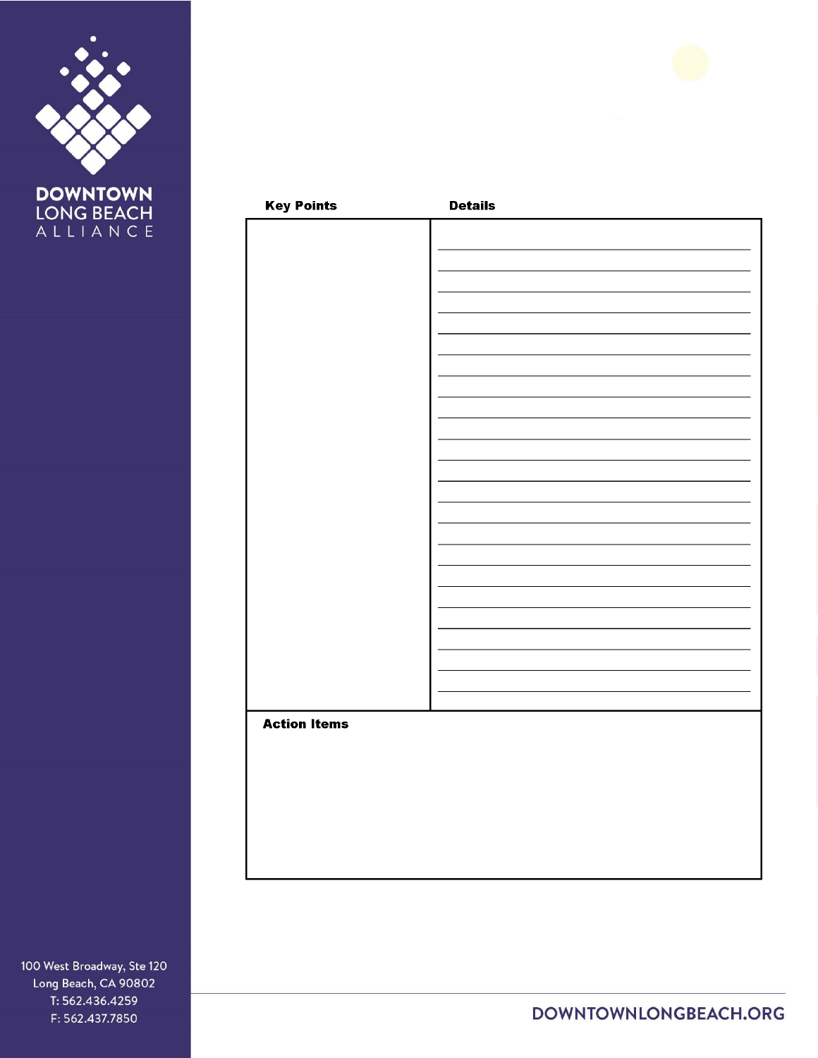DOWNTOWN
LONG BEACH
ALLIANCE

| Key Points | Details |
| --- | --- |
| | |

**Action Items**

100 West Broadway, Ste 120
Long Beach, CA 90802
T: 562.436.4259
F: 562.437.7850

DOWNTOWNLONGBEACH.ORG